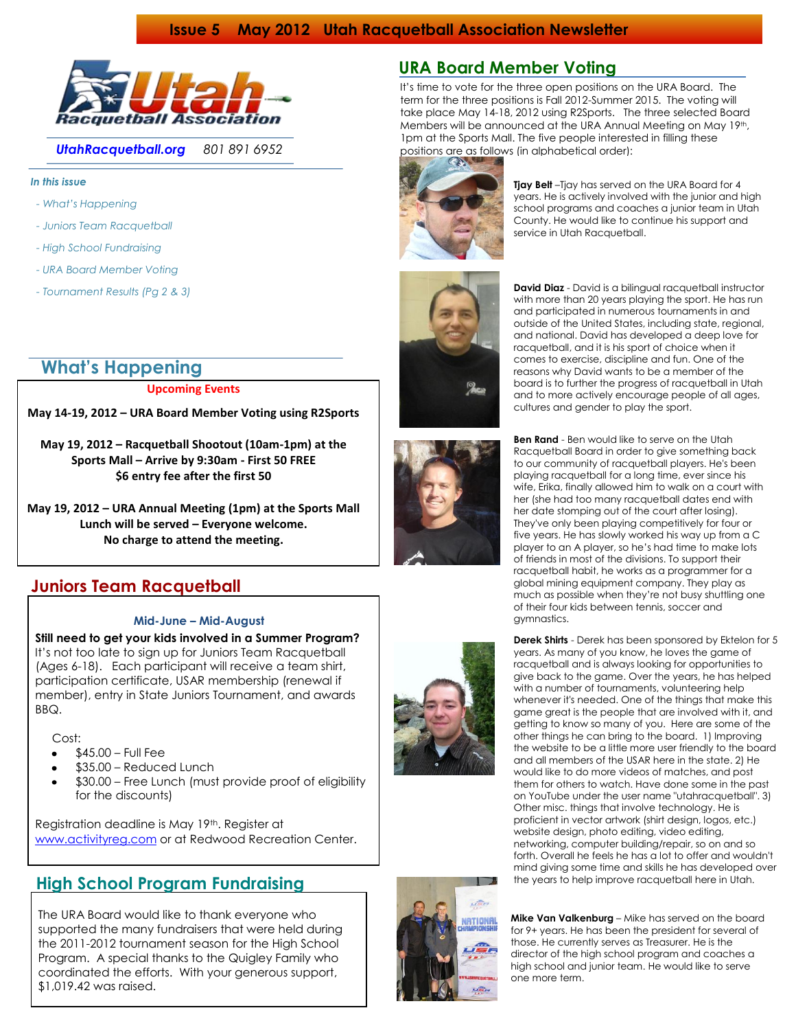# Issue 5 May 2012 Utah Racquetball Association Newsletter

**Utah Racquetball Association**

*UtahRacquetball.org* *801 891 6952*

*In this issue*

- *What's Happening*
- *Juniors Team Racquetball*
- *High School Fundraising*
- *URA Board Member Voting*
- *Tournament Results (Pg 2 & 3)*

## What's Happening

**Upcoming Events**

**May 14-19, 2012 – URA Board Member Voting using R2Sports**

**May 19, 2012 – Racquetball Shootout (10am-1pm) at the Sports Mall – Arrive by 9:30am - First 50 FREE $6 entry fee after the first 50**

**May 19, 2012 – URA Annual Meeting (1pm) at the Sports Mall Lunch will be served – Everyone welcome. No charge to attend the meeting.**

## Juniors Team Racquetball

**Mid-June – Mid-August**

**Still need to get your kids involved in a Summer Program?** It's not too late to sign up for Juniors Team Racquetball (Ages 6-18). Each participant will receive a team shirt, participation certificate, USAR membership (renewal if member), entry in State Juniors Tournament, and awards BBQ.

Cost:

- $45.00 – Full Fee
- $35.00 – Reduced Lunch
- $30.00 – Free Lunch (must provide proof of eligibility for the discounts)

Registration deadline is May 19th. Register at www.activityreg.com or at Redwood Recreation Center.

## High School Program Fundraising

The URA Board would like to thank everyone who supported the many fundraisers that were held during the 2011-2012 tournament season for the High School Program. A special thanks to the Quigley Family who coordinated the efforts. With your generous support, $1,019.42 was raised.

## URA Board Member Voting

It's time to vote for the three open positions on the URA Board. The term for the three positions is Fall 2012-Summer 2015. The voting will take place May 14-18, 2012 using R2Sports. The three selected Board Members will be announced at the URA Annual Meeting on May 19th, 1pm at the Sports Mall. The five people interested in filling these positions are as follows (in alphabetical order):

**Tjay Belt** –Tjay has served on the URA Board for 4 years. He is actively involved with the junior and high school programs and coaches a junior team in Utah County. He would like to continue his support and service in Utah Racquetball.

**David Diaz** - David is a bilingual racquetball instructor with more than 20 years playing the sport. He has run and participated in numerous tournaments in and outside of the United States, including state, regional, and national. David has developed a deep love for racquetball, and it is his sport of choice when it comes to exercise, discipline and fun. One of the reasons why David wants to be a member of the board is to further the progress of racquetball in Utah and to more actively encourage people of all ages, cultures and gender to play the sport.

**Ben Rand** - Ben would like to serve on the Utah Racquetball Board in order to give something back to our community of racquetball players. He's been playing racquetball for a long time, ever since his wife, Erika, finally allowed him to walk on a court with her (she had too many racquetball dates end with her date stomping out of the court after losing). They've only been playing competitively for four or five years. He has slowly worked his way up from a C player to an A player, so he's had time to make lots of friends in most of the divisions. To support their racquetball habit, he works as a programmer for a global mining equipment company. They play as much as possible when they're not busy shuttling one of their four kids between tennis, soccer and gymnastics.

**Derek Shirts** - Derek has been sponsored by Ektelon for 5 years. As many of you know, he loves the game of racquetball and is always looking for opportunities to give back to the game. Over the years, he has helped with a number of tournaments, volunteering help whenever it's needed. One of the things that make this game great is the people that are involved with it, and getting to know so many of you. Here are some of the other things he can bring to the board. 1) Improving the website to be a little more user friendly to the board and all members of the USAR here in the state. 2) He would like to do more videos of matches, and post them for others to watch. Have done some in the past on YouTube under the user name "utahracquetball". 3) Other misc. things that involve technology. He is proficient in vector artwork (shirt design, logos, etc.) website design, photo editing, video editing, networking, computer building/repair, so on and so forth. Overall he feels he has a lot to offer and wouldn't mind giving some time and skills he has developed over the years to help improve racquetball here in Utah.

**Mike Van Valkenburg** – Mike has served on the board for 9+ years. He has been the president for several of those. He currently serves as Treasurer. He is the director of the high school program and coaches a high school and junior team. He would like to serve one more term.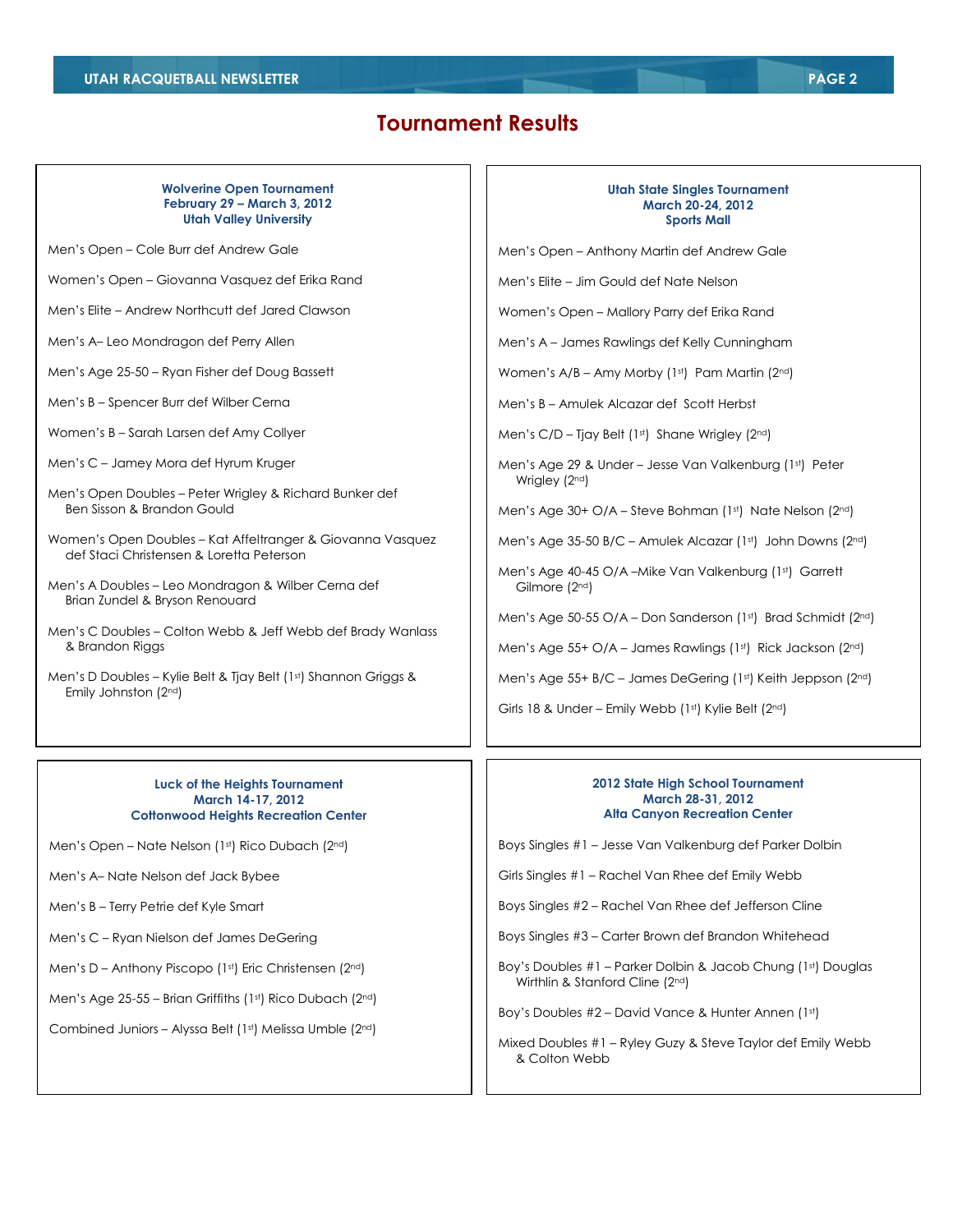# Tournament Results

### Wolverine Open Tournament
**February 29 – March 3, 2012**
**Utah Valley University**

Men's Open – Cole Burr def Andrew Gale

Women's Open – Giovanna Vasquez def Erika Rand

Men's Elite – Andrew Northcutt def Jared Clawson

Men's A– Leo Mondragon def Perry Allen

Men's Age 25-50 – Ryan Fisher def Doug Bassett

Men's B – Spencer Burr def Wilber Cerna

Women's B – Sarah Larsen def Amy Collyer

Men's C – Jamey Mora def Hyrum Kruger

Men's Open Doubles – Peter Wrigley & Richard Bunker def Ben Sisson & Brandon Gould

Women's Open Doubles – Kat Affeltranger & Giovanna Vasquez def Staci Christensen & Loretta Peterson

Men's A Doubles – Leo Mondragon & Wilber Cerna def Brian Zundel & Bryson Renouard

Men's C Doubles – Colton Webb & Jeff Webb def Brady Wanlass & Brandon Riggs

Men's D Doubles – Kylie Belt & Tjay Belt (1st) Shannon Griggs & Emily Johnston (2nd)

### Utah State Singles Tournament
**March 20-24, 2012**
**Sports Mall**

Men's Open – Anthony Martin def Andrew Gale

Men's Elite – Jim Gould def Nate Nelson

Women's Open – Mallory Parry def Erika Rand

Men's A – James Rawlings def Kelly Cunningham

Women's A/B – Amy Morby (1st) Pam Martin (2nd)

Men's B – Amulek Alcazar def Scott Herbst

Men's C/D – Tjay Belt (1st) Shane Wrigley (2nd)

Men's Age 29 & Under – Jesse Van Valkenburg (1st) Peter Wrigley (2nd)

Men's Age 30+ O/A – Steve Bohman (1st) Nate Nelson (2nd)

Men's Age 35-50 B/C – Amulek Alcazar (1st) John Downs (2nd)

Men's Age 40-45 O/A –Mike Van Valkenburg (1st) Garrett Gilmore (2nd)

Men's Age 50-55 O/A – Don Sanderson (1st) Brad Schmidt (2nd)

Men's Age 55+ O/A – James Rawlings (1st) Rick Jackson (2nd)

Men's Age 55+ B/C – James DeGering (1st) Keith Jeppson (2nd)

Girls 18 & Under – Emily Webb (1st) Kylie Belt (2nd)

### Luck of the Heights Tournament
**March 14-17, 2012**
**Cottonwood Heights Recreation Center**

Men's Open – Nate Nelson (1st) Rico Dubach (2nd)

Men's A– Nate Nelson def Jack Bybee

Men's B – Terry Petrie def Kyle Smart

Men's C – Ryan Nielson def James DeGering

Men's D – Anthony Piscopo (1st) Eric Christensen (2nd)

Men's Age 25-55 – Brian Griffiths (1st) Rico Dubach (2nd)

Combined Juniors – Alyssa Belt (1st) Melissa Umble (2nd)

### 2012 State High School Tournament
**March 28-31, 2012**
**Alta Canyon Recreation Center**

Boys Singles #1 – Jesse Van Valkenburg def Parker Dolbin

Girls Singles #1 – Rachel Van Rhee def Emily Webb

Boys Singles #2 – Rachel Van Rhee def Jefferson Cline

Boys Singles #3 – Carter Brown def Brandon Whitehead

Boy's Doubles #1 – Parker Dolbin & Jacob Chung (1st) Douglas Wirthlin & Stanford Cline (2nd)

Boy's Doubles #2 – David Vance & Hunter Annen (1st)

Mixed Doubles #1 – Ryley Guzy & Steve Taylor def Emily Webb & Colton Webb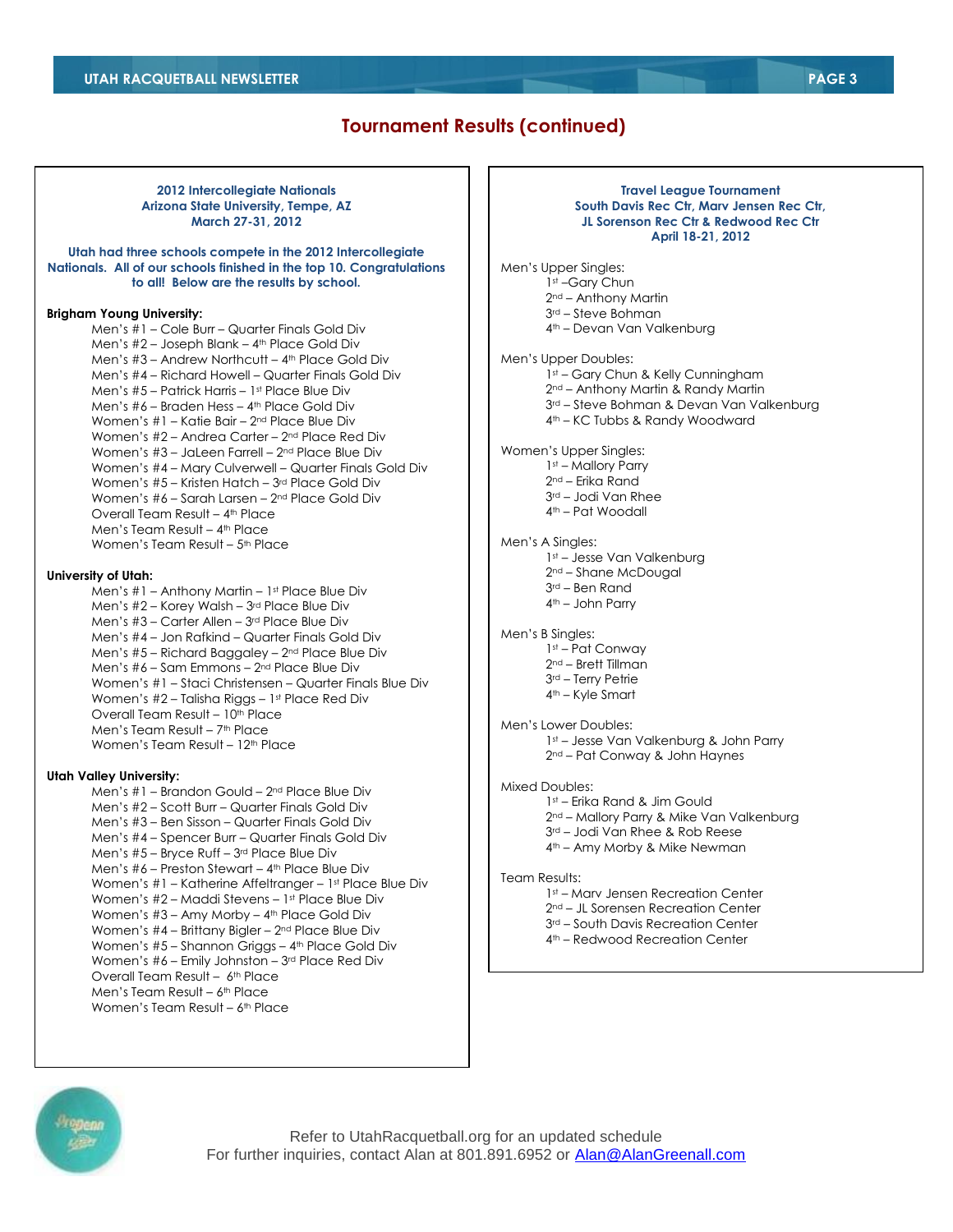# Tournament Results (continued)

**2012 Intercollegiate Nationals**
**Arizona State University, Tempe, AZ**
**March 27-31, 2012**

**Utah had three schools compete in the 2012 Intercollegiate Nationals. All of our schools finished in the top 10. Congratulations to all! Below are the results by school.**

**Brigham Young University:**

- Men's #1 – Cole Burr – Quarter Finals Gold Div
- Men's #2 – Joseph Blank – 4th Place Gold Div
- Men's #3 – Andrew Northcutt – 4th Place Gold Div
- Men's #4 – Richard Howell – Quarter Finals Gold Div
- Men's #5 – Patrick Harris – 1st Place Blue Div
- Men's #6 – Braden Hess – 4th Place Gold Div
- Women's #1 – Katie Bair – 2nd Place Blue Div
- Women's #2 – Andrea Carter – 2nd Place Red Div
- Women's #3 – JaLeen Farrell – 2nd Place Blue Div
- Women's #4 – Mary Culverwell – Quarter Finals Gold Div
- Women's #5 – Kristen Hatch – 3rd Place Gold Div
- Women's #6 – Sarah Larsen – 2nd Place Gold Div
- Overall Team Result – 4th Place
- Men's Team Result – 4th Place
- Women's Team Result – 5th Place

**University of Utah:**

- Men's #1 – Anthony Martin – 1st Place Blue Div
- Men's #2 – Korey Walsh – 3rd Place Blue Div
- Men's #3 – Carter Allen – 3rd Place Blue Div
- Men's #4 – Jon Rafkind – Quarter Finals Gold Div
- Men's #5 – Richard Baggaley – 2nd Place Blue Div
- Men's #6 – Sam Emmons – 2nd Place Blue Div
- Women's #1 – Staci Christensen – Quarter Finals Blue Div
- Women's #2 – Talisha Riggs – 1st Place Red Div
- Overall Team Result – 10th Place
- Men's Team Result – 7th Place
- Women's Team Result – 12th Place

**Utah Valley University:**

- Men's #1 – Brandon Gould – 2nd Place Blue Div
- Men's #2 – Scott Burr – Quarter Finals Gold Div
- Men's #3 – Ben Sisson – Quarter Finals Gold Div
- Men's #4 – Spencer Burr – Quarter Finals Gold Div
- Men's #5 – Bryce Ruff – 3rd Place Blue Div
- Men's #6 – Preston Stewart – 4th Place Blue Div
- Women's #1 – Katherine Affeltranger – 1st Place Blue Div
- Women's #2 – Maddi Stevens – 1st Place Blue Div
- Women's #3 – Amy Morby – 4th Place Gold Div
- Women's #4 – Brittany Bigler – 2nd Place Blue Div
- Women's #5 – Shannon Griggs – 4th Place Gold Div
- Women's #6 – Emily Johnston – 3rd Place Red Div
- Overall Team Result – 6th Place
- Men's Team Result – 6th Place
- Women's Team Result – 6th Place

**Travel League Tournament**
**South Davis Rec Ctr, Marv Jensen Rec Ctr, JL Sorenson Rec Ctr & Redwood Rec Ctr**
**April 18-21, 2012**

Men's Upper Singles:
- 1st –Gary Chun
- 2nd – Anthony Martin
- 3rd – Steve Bohman
- 4th – Devan Van Valkenburg

Men's Upper Doubles:
- 1st – Gary Chun & Kelly Cunningham
- 2nd – Anthony Martin & Randy Martin
- 3rd – Steve Bohman & Devan Van Valkenburg
- 4th – KC Tubbs & Randy Woodward

Women's Upper Singles:
- 1st – Mallory Parry
- 2nd – Erika Rand
- 3rd – Jodi Van Rhee
- 4th – Pat Woodall

Men's A Singles:
- 1st – Jesse Van Valkenburg
- 2nd – Shane McDougal
- 3rd – Ben Rand
- 4th – John Parry

Men's B Singles:
- 1st – Pat Conway
- 2nd – Brett Tillman
- 3rd – Terry Petrie
- 4th – Kyle Smart

Men's Lower Doubles:
- 1st – Jesse Van Valkenburg & John Parry
- 2nd – Pat Conway & John Haynes

Mixed Doubles:
- 1st – Erika Rand & Jim Gould
- 2nd – Mallory Parry & Mike Van Valkenburg
- 3rd – Jodi Van Rhee & Rob Reese
- 4th – Amy Morby & Mike Newman

Team Results:
- 1st – Marv Jensen Recreation Center
- 2nd – JL Sorensen Recreation Center
- 3rd – South Davis Recreation Center
- 4th – Redwood Recreation Center

Refer to UtahRacquetball.org for an updated schedule
For further inquiries, contact Alan at 801.891.6952 or Alan@AlanGreenall.com